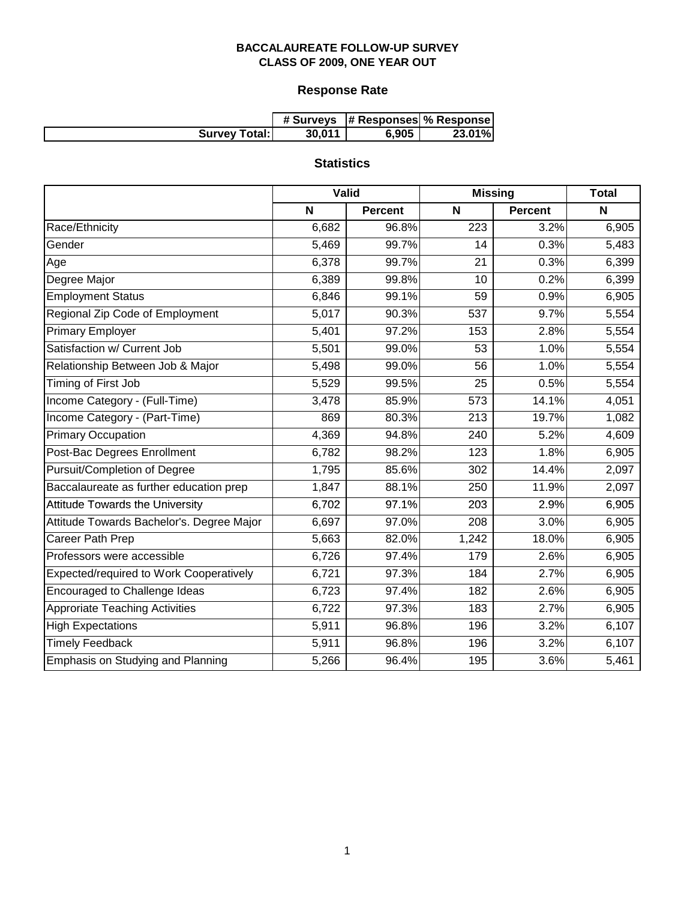**BACCALAUREATE FOLLOW-UP SURVEY**
**CLASS OF 2009, ONE YEAR OUT**

## Response Rate

| | # Surveys | # Responses | % Response |
|---|---|---|---|
| **Survey Total:** | **30,011** | **6,905** | **23.01%** |

## Statistics

| | Valid | | Missing | | Total |
|---|---|---|---|---|---|
| | **N** | **Percent** | **N** | **Percent** | **N** |
| Race/Ethnicity | 6,682 | 96.8% | 223 | 3.2% | 6,905 |
| Gender | 5,469 | 99.7% | 14 | 0.3% | 5,483 |
| Age | 6,378 | 99.7% | 21 | 0.3% | 6,399 |
| Degree Major | 6,389 | 99.8% | 10 | 0.2% | 6,399 |
| Employment Status | 6,846 | 99.1% | 59 | 0.9% | 6,905 |
| Regional Zip Code of Employment | 5,017 | 90.3% | 537 | 9.7% | 5,554 |
| Primary Employer | 5,401 | 97.2% | 153 | 2.8% | 5,554 |
| Satisfaction w/ Current Job | 5,501 | 99.0% | 53 | 1.0% | 5,554 |
| Relationship Between Job & Major | 5,498 | 99.0% | 56 | 1.0% | 5,554 |
| Timing of First Job | 5,529 | 99.5% | 25 | 0.5% | 5,554 |
| Income Category - (Full-Time) | 3,478 | 85.9% | 573 | 14.1% | 4,051 |
| Income Category - (Part-Time) | 869 | 80.3% | 213 | 19.7% | 1,082 |
| Primary Occupation | 4,369 | 94.8% | 240 | 5.2% | 4,609 |
| Post-Bac Degrees Enrollment | 6,782 | 98.2% | 123 | 1.8% | 6,905 |
| Pursuit/Completion of Degree | 1,795 | 85.6% | 302 | 14.4% | 2,097 |
| Baccalaureate as further education prep | 1,847 | 88.1% | 250 | 11.9% | 2,097 |
| Attitude Towards the University | 6,702 | 97.1% | 203 | 2.9% | 6,905 |
| Attitude Towards Bachelor's. Degree Major | 6,697 | 97.0% | 208 | 3.0% | 6,905 |
| Career Path Prep | 5,663 | 82.0% | 1,242 | 18.0% | 6,905 |
| Professors were accessible | 6,726 | 97.4% | 179 | 2.6% | 6,905 |
| Expected/required to Work Cooperatively | 6,721 | 97.3% | 184 | 2.7% | 6,905 |
| Encouraged to Challenge Ideas | 6,723 | 97.4% | 182 | 2.6% | 6,905 |
| Approriate Teaching Activities | 6,722 | 97.3% | 183 | 2.7% | 6,905 |
| High Expectations | 5,911 | 96.8% | 196 | 3.2% | 6,107 |
| Timely Feedback | 5,911 | 96.8% | 196 | 3.2% | 6,107 |
| Emphasis on Studying and Planning | 5,266 | 96.4% | 195 | 3.6% | 5,461 |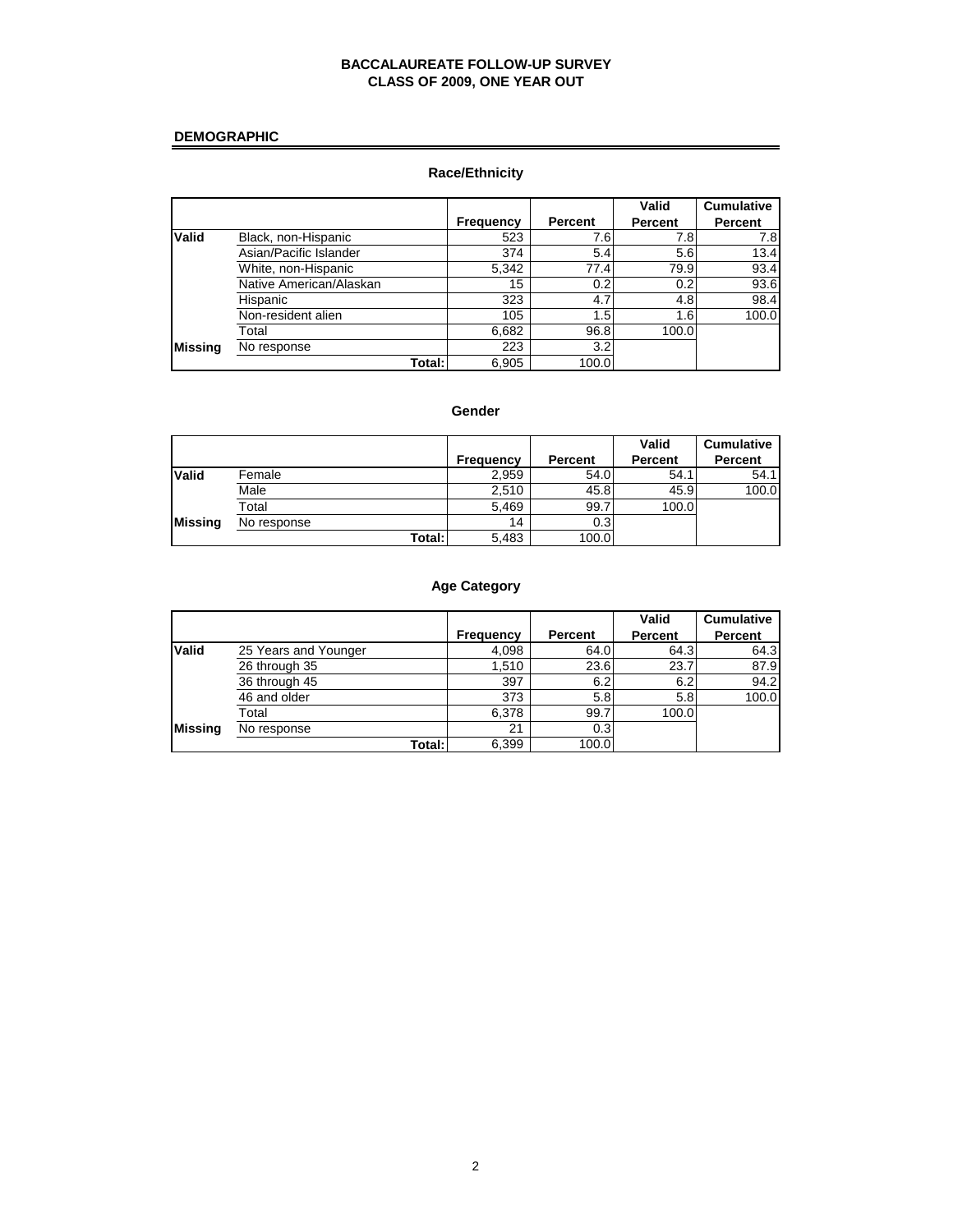**BACCALAUREATE FOLLOW-UP SURVEY**
**CLASS OF 2009, ONE YEAR OUT**

## DEMOGRAPHIC

### Race/Ethnicity

| | | Frequency | Percent | Valid Percent | Cumulative Percent |
|---|---|---|---|---|---|
| **Valid** | Black, non-Hispanic | 523 | 7.6 | 7.8 | 7.8 |
| | Asian/Pacific Islander | 374 | 5.4 | 5.6 | 13.4 |
| | White, non-Hispanic | 5,342 | 77.4 | 79.9 | 93.4 |
| | Native American/Alaskan | 15 | 0.2 | 0.2 | 93.6 |
| | Hispanic | 323 | 4.7 | 4.8 | 98.4 |
| | Non-resident alien | 105 | 1.5 | 1.6 | 100.0 |
| | Total | 6,682 | 96.8 | 100.0 | |
| **Missing** | No response | 223 | 3.2 | | |
| | **Total:** | 6,905 | 100.0 | | |

### Gender

| | | Frequency | Percent | Valid Percent | Cumulative Percent |
|---|---|---|---|---|---|
| **Valid** | Female | 2,959 | 54.0 | 54.1 | 54.1 |
| | Male | 2,510 | 45.8 | 45.9 | 100.0 |
| | Total | 5,469 | 99.7 | 100.0 | |
| **Missing** | No response | 14 | 0.3 | | |
| | **Total:** | 5,483 | 100.0 | | |

### Age Category

| | | Frequency | Percent | Valid Percent | Cumulative Percent |
|---|---|---|---|---|---|
| **Valid** | 25 Years and Younger | 4,098 | 64.0 | 64.3 | 64.3 |
| | 26 through 35 | 1,510 | 23.6 | 23.7 | 87.9 |
| | 36 through 45 | 397 | 6.2 | 6.2 | 94.2 |
| | 46 and older | 373 | 5.8 | 5.8 | 100.0 |
| | Total | 6,378 | 99.7 | 100.0 | |
| **Missing** | No response | 21 | 0.3 | | |
| | **Total:** | 6,399 | 100.0 | | |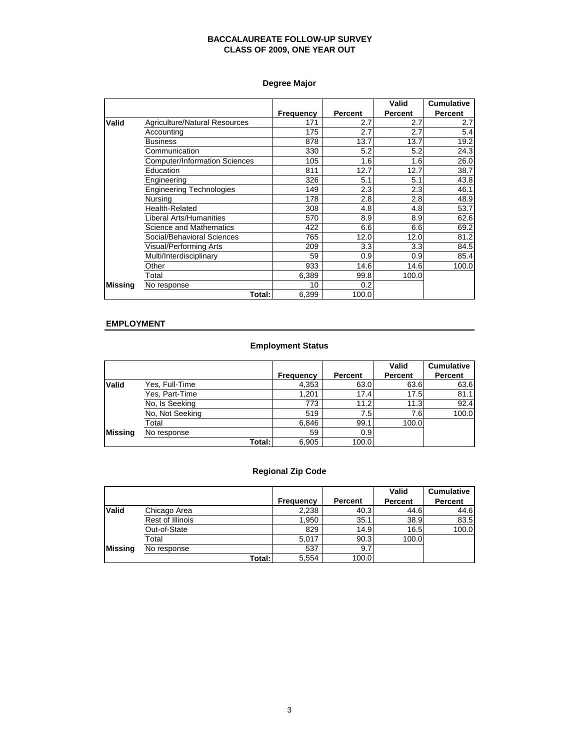**BACCALAUREATE FOLLOW-UP SURVEY**
**CLASS OF 2009, ONE YEAR OUT**

### Degree Major

| | | Frequency | Percent | Valid Percent | Cumulative Percent |
|---|---|---|---|---|---|
| **Valid** | Agriculture/Natural Resources | 171 | 2.7 | 2.7 | 2.7 |
| | Accounting | 175 | 2.7 | 2.7 | 5.4 |
| | Business | 878 | 13.7 | 13.7 | 19.2 |
| | Communication | 330 | 5.2 | 5.2 | 24.3 |
| | Computer/Information Sciences | 105 | 1.6 | 1.6 | 26.0 |
| | Education | 811 | 12.7 | 12.7 | 38.7 |
| | Engineering | 326 | 5.1 | 5.1 | 43.8 |
| | Engineering Technologies | 149 | 2.3 | 2.3 | 46.1 |
| | Nursing | 178 | 2.8 | 2.8 | 48.9 |
| | Health-Related | 308 | 4.8 | 4.8 | 53.7 |
| | Liberal Arts/Humanities | 570 | 8.9 | 8.9 | 62.6 |
| | Science and Mathematics | 422 | 6.6 | 6.6 | 69.2 |
| | Social/Behavioral Sciences | 765 | 12.0 | 12.0 | 81.2 |
| | Visual/Performing Arts | 209 | 3.3 | 3.3 | 84.5 |
| | Multi/Interdisciplinary | 59 | 0.9 | 0.9 | 85.4 |
| | Other | 933 | 14.6 | 14.6 | 100.0 |
| | Total | 6,389 | 99.8 | 100.0 | |
| **Missing** | No response | 10 | 0.2 | | |
| | **Total:** | 6,399 | 100.0 | | |

## EMPLOYMENT

### Employment Status

| | | Frequency | Percent | Valid Percent | Cumulative Percent |
|---|---|---|---|---|---|
| **Valid** | Yes, Full-Time | 4,353 | 63.0 | 63.6 | 63.6 |
| | Yes, Part-Time | 1,201 | 17.4 | 17.5 | 81.1 |
| | No, Is Seeking | 773 | 11.2 | 11.3 | 92.4 |
| | No, Not Seeking | 519 | 7.5 | 7.6 | 100.0 |
| | Total | 6,846 | 99.1 | 100.0 | |
| **Missing** | No response | 59 | 0.9 | | |
| | **Total:** | 6,905 | 100.0 | | |

### Regional Zip Code

| | | Frequency | Percent | Valid Percent | Cumulative Percent |
|---|---|---|---|---|---|
| **Valid** | Chicago Area | 2,238 | 40.3 | 44.6 | 44.6 |
| | Rest of Illinois | 1,950 | 35.1 | 38.9 | 83.5 |
| | Out-of-State | 829 | 14.9 | 16.5 | 100.0 |
| | Total | 5,017 | 90.3 | 100.0 | |
| **Missing** | No response | 537 | 9.7 | | |
| | **Total:** | 5,554 | 100.0 | | |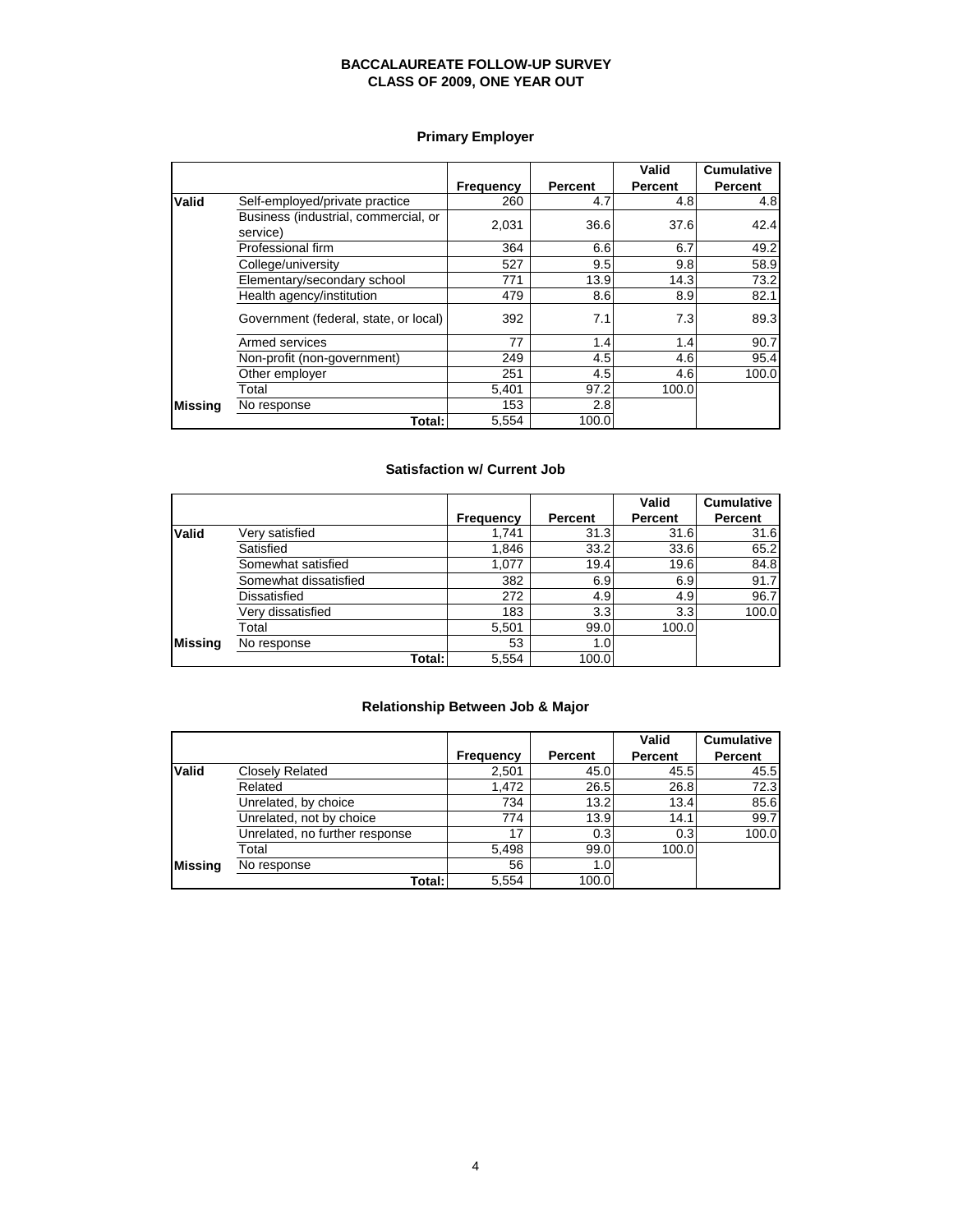**BACCALAUREATE FOLLOW-UP SURVEY**
**CLASS OF 2009, ONE YEAR OUT**

### Primary Employer

| | | Frequency | Percent | Valid Percent | Cumulative Percent |
|---|---|---|---|---|---|
| **Valid** | Self-employed/private practice | 260 | 4.7 | 4.8 | 4.8 |
| | Business (industrial, commercial, or service) | 2,031 | 36.6 | 37.6 | 42.4 |
| | Professional firm | 364 | 6.6 | 6.7 | 49.2 |
| | College/university | 527 | 9.5 | 9.8 | 58.9 |
| | Elementary/secondary school | 771 | 13.9 | 14.3 | 73.2 |
| | Health agency/institution | 479 | 8.6 | 8.9 | 82.1 |
| | Government (federal, state, or local) | 392 | 7.1 | 7.3 | 89.3 |
| | Armed services | 77 | 1.4 | 1.4 | 90.7 |
| | Non-profit (non-government) | 249 | 4.5 | 4.6 | 95.4 |
| | Other employer | 251 | 4.5 | 4.6 | 100.0 |
| | Total | 5,401 | 97.2 | 100.0 | |
| **Missing** | No response | 153 | 2.8 | | |
| | **Total:** | 5,554 | 100.0 | | |

### Satisfaction w/ Current Job

| | | Frequency | Percent | Valid Percent | Cumulative Percent |
|---|---|---|---|---|---|
| **Valid** | Very satisfied | 1,741 | 31.3 | 31.6 | 31.6 |
| | Satisfied | 1,846 | 33.2 | 33.6 | 65.2 |
| | Somewhat satisfied | 1,077 | 19.4 | 19.6 | 84.8 |
| | Somewhat dissatisfied | 382 | 6.9 | 6.9 | 91.7 |
| | Dissatisfied | 272 | 4.9 | 4.9 | 96.7 |
| | Very dissatisfied | 183 | 3.3 | 3.3 | 100.0 |
| | Total | 5,501 | 99.0 | 100.0 | |
| **Missing** | No response | 53 | 1.0 | | |
| | **Total:** | 5,554 | 100.0 | | |

### Relationship Between Job & Major

| | | Frequency | Percent | Valid Percent | Cumulative Percent |
|---|---|---|---|---|---|
| **Valid** | Closely Related | 2,501 | 45.0 | 45.5 | 45.5 |
| | Related | 1,472 | 26.5 | 26.8 | 72.3 |
| | Unrelated, by choice | 734 | 13.2 | 13.4 | 85.6 |
| | Unrelated, not by choice | 774 | 13.9 | 14.1 | 99.7 |
| | Unrelated, no further response | 17 | 0.3 | 0.3 | 100.0 |
| | Total | 5,498 | 99.0 | 100.0 | |
| **Missing** | No response | 56 | 1.0 | | |
| | **Total:** | 5,554 | 100.0 | | |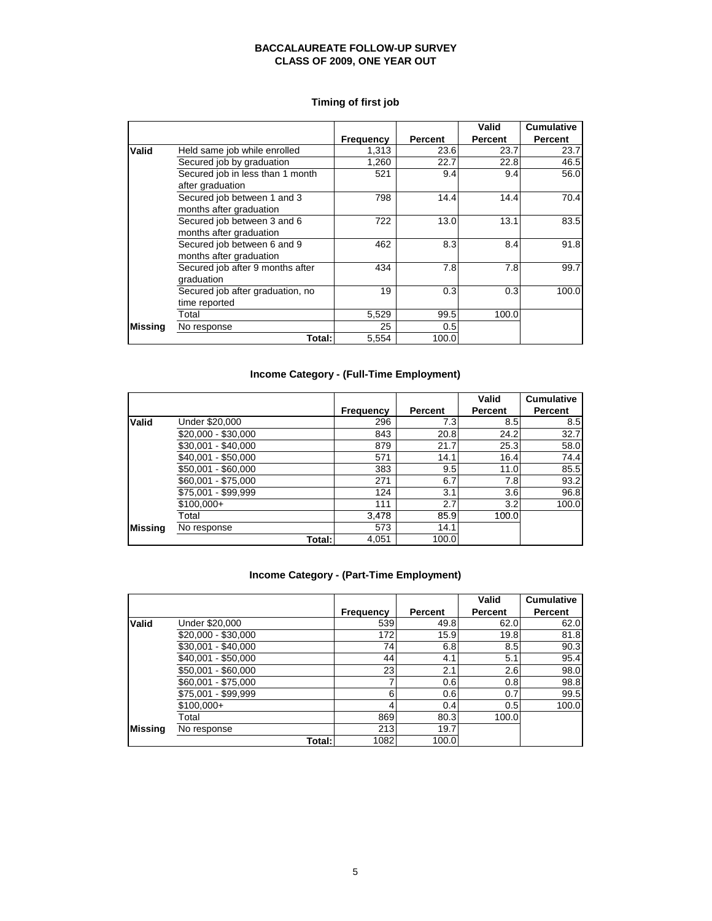# BACCALAUREATE FOLLOW-UP SURVEY
## CLASS OF 2009, ONE YEAR OUT

### Timing of first job

| | | Frequency | Percent | Valid Percent | Cumulative Percent |
|---|---|---|---|---|---|
| **Valid** | Held same job while enrolled | 1,313 | 23.6 | 23.7 | 23.7 |
| | Secured job by graduation | 1,260 | 22.7 | 22.8 | 46.5 |
| | Secured job in less than 1 month after graduation | 521 | 9.4 | 9.4 | 56.0 |
| | Secured job between 1 and 3 months after graduation | 798 | 14.4 | 14.4 | 70.4 |
| | Secured job between 3 and 6 months after graduation | 722 | 13.0 | 13.1 | 83.5 |
| | Secured job between 6 and 9 months after graduation | 462 | 8.3 | 8.4 | 91.8 |
| | Secured job after 9 months after graduation | 434 | 7.8 | 7.8 | 99.7 |
| | Secured job after graduation, no time reported | 19 | 0.3 | 0.3 | 100.0 |
| | Total | 5,529 | 99.5 | 100.0 | |
| **Missing** | No response | 25 | 0.5 | | |
| | **Total:** | 5,554 | 100.0 | | |

### Income Category - (Full-Time Employment)

| | | Frequency | Percent | Valid Percent | Cumulative Percent |
|---|---|---|---|---|---|
| **Valid** | Under $20,000 | 296 | 7.3 | 8.5 | 8.5 |
| | $20,000 - $30,000 | 843 | 20.8 | 24.2 | 32.7 |
| | $30,001 - $40,000 | 879 | 21.7 | 25.3 | 58.0 |
| | $40,001 - $50,000 | 571 | 14.1 | 16.4 | 74.4 |
| | $50,001 - $60,000 | 383 | 9.5 | 11.0 | 85.5 |
| | $60,001 - $75,000 | 271 | 6.7 | 7.8 | 93.2 |
| | $75,001 - $99,999 | 124 | 3.1 | 3.6 | 96.8 |
| | $100,000+ | 111 | 2.7 | 3.2 | 100.0 |
| | Total | 3,478 | 85.9 | 100.0 | |
| **Missing** | No response | 573 | 14.1 | | |
| | **Total:** | 4,051 | 100.0 | | |

### Income Category - (Part-Time Employment)

| | | Frequency | Percent | Valid Percent | Cumulative Percent |
|---|---|---|---|---|---|
| **Valid** | Under $20,000 | 539 | 49.8 | 62.0 | 62.0 |
| | $20,000 - $30,000 | 172 | 15.9 | 19.8 | 81.8 |
| | $30,001 - $40,000 | 74 | 6.8 | 8.5 | 90.3 |
| | $40,001 - $50,000 | 44 | 4.1 | 5.1 | 95.4 |
| | $50,001 - $60,000 | 23 | 2.1 | 2.6 | 98.0 |
| | $60,001 - $75,000 | 7 | 0.6 | 0.8 | 98.8 |
| | $75,001 - $99,999 | 6 | 0.6 | 0.7 | 99.5 |
| | $100,000+ | 4 | 0.4 | 0.5 | 100.0 |
| | Total | 869 | 80.3 | 100.0 | |
| **Missing** | No response | 213 | 19.7 | | |
| | **Total:** | 1082 | 100.0 | | |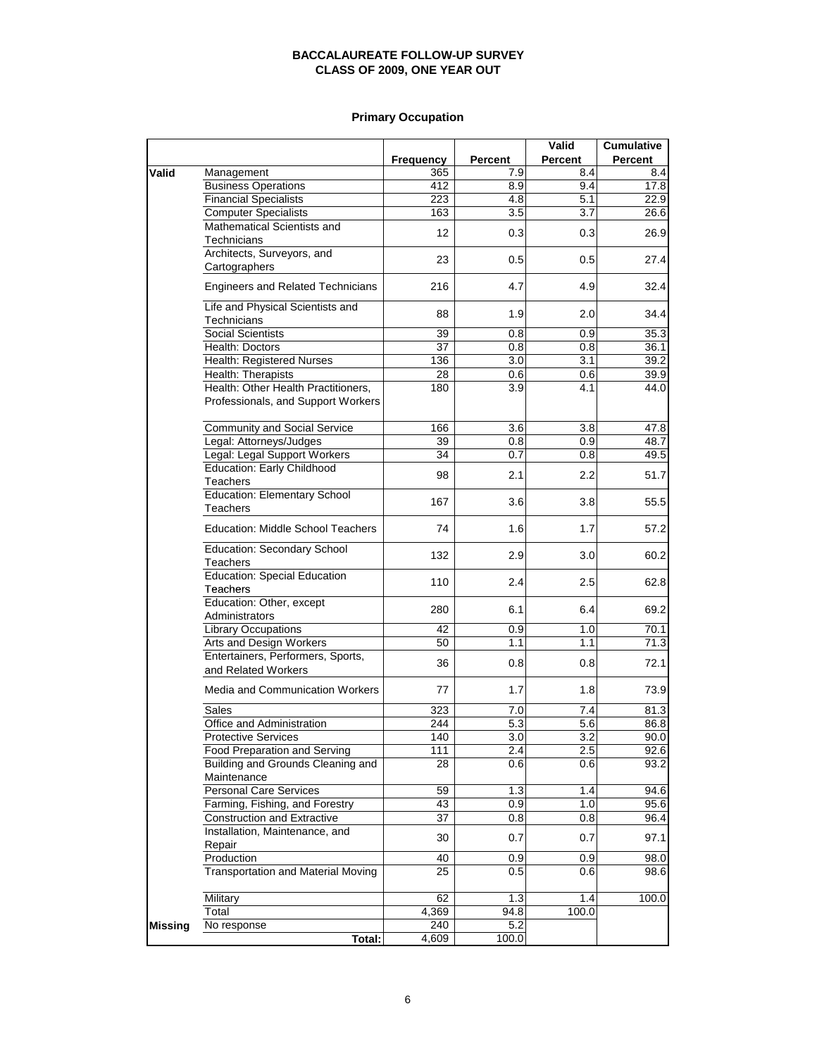**BACCALAUREATE FOLLOW-UP SURVEY**
**CLASS OF 2009, ONE YEAR OUT**

**Primary Occupation**

| | | Frequency | Percent | Valid Percent | Cumulative Percent |
|---|---|---|---|---|---|
| **Valid** | Management | 365 | 7.9 | 8.4 | 8.4 |
| | Business Operations | 412 | 8.9 | 9.4 | 17.8 |
| | Financial Specialists | 223 | 4.8 | 5.1 | 22.9 |
| | Computer Specialists | 163 | 3.5 | 3.7 | 26.6 |
| | Mathematical Scientists and Technicians | 12 | 0.3 | 0.3 | 26.9 |
| | Architects, Surveyors, and Cartographers | 23 | 0.5 | 0.5 | 27.4 |
| | Engineers and Related Technicians | 216 | 4.7 | 4.9 | 32.4 |
| | Life and Physical Scientists and Technicians | 88 | 1.9 | 2.0 | 34.4 |
| | Social Scientists | 39 | 0.8 | 0.9 | 35.3 |
| | Health: Doctors | 37 | 0.8 | 0.8 | 36.1 |
| | Health: Registered Nurses | 136 | 3.0 | 3.1 | 39.2 |
| | Health: Therapists | 28 | 0.6 | 0.6 | 39.9 |
| | Health: Other Health Practitioners, Professionals, and Support Workers | 180 | 3.9 | 4.1 | 44.0 |
| | Community and Social Service | 166 | 3.6 | 3.8 | 47.8 |
| | Legal: Attorneys/Judges | 39 | 0.8 | 0.9 | 48.7 |
| | Legal: Legal Support Workers | 34 | 0.7 | 0.8 | 49.5 |
| | Education: Early Childhood Teachers | 98 | 2.1 | 2.2 | 51.7 |
| | Education: Elementary School Teachers | 167 | 3.6 | 3.8 | 55.5 |
| | Education: Middle School Teachers | 74 | 1.6 | 1.7 | 57.2 |
| | Education: Secondary School Teachers | 132 | 2.9 | 3.0 | 60.2 |
| | Education: Special Education Teachers | 110 | 2.4 | 2.5 | 62.8 |
| | Education: Other, except Administrators | 280 | 6.1 | 6.4 | 69.2 |
| | Library Occupations | 42 | 0.9 | 1.0 | 70.1 |
| | Arts and Design Workers | 50 | 1.1 | 1.1 | 71.3 |
| | Entertainers, Performers, Sports, and Related Workers | 36 | 0.8 | 0.8 | 72.1 |
| | Media and Communication Workers | 77 | 1.7 | 1.8 | 73.9 |
| | Sales | 323 | 7.0 | 7.4 | 81.3 |
| | Office and Administration | 244 | 5.3 | 5.6 | 86.8 |
| | Protective Services | 140 | 3.0 | 3.2 | 90.0 |
| | Food Preparation and Serving | 111 | 2.4 | 2.5 | 92.6 |
| | Building and Grounds Cleaning and Maintenance | 28 | 0.6 | 0.6 | 93.2 |
| | Personal Care Services | 59 | 1.3 | 1.4 | 94.6 |
| | Farming, Fishing, and Forestry | 43 | 0.9 | 1.0 | 95.6 |
| | Construction and Extractive | 37 | 0.8 | 0.8 | 96.4 |
| | Installation, Maintenance, and Repair | 30 | 0.7 | 0.7 | 97.1 |
| | Production | 40 | 0.9 | 0.9 | 98.0 |
| | Transportation and Material Moving | 25 | 0.5 | 0.6 | 98.6 |
| | Military | 62 | 1.3 | 1.4 | 100.0 |
| | Total | 4,369 | 94.8 | 100.0 | |
| **Missing** | No response | 240 | 5.2 | | |
| | **Total:** | 4,609 | 100.0 | | |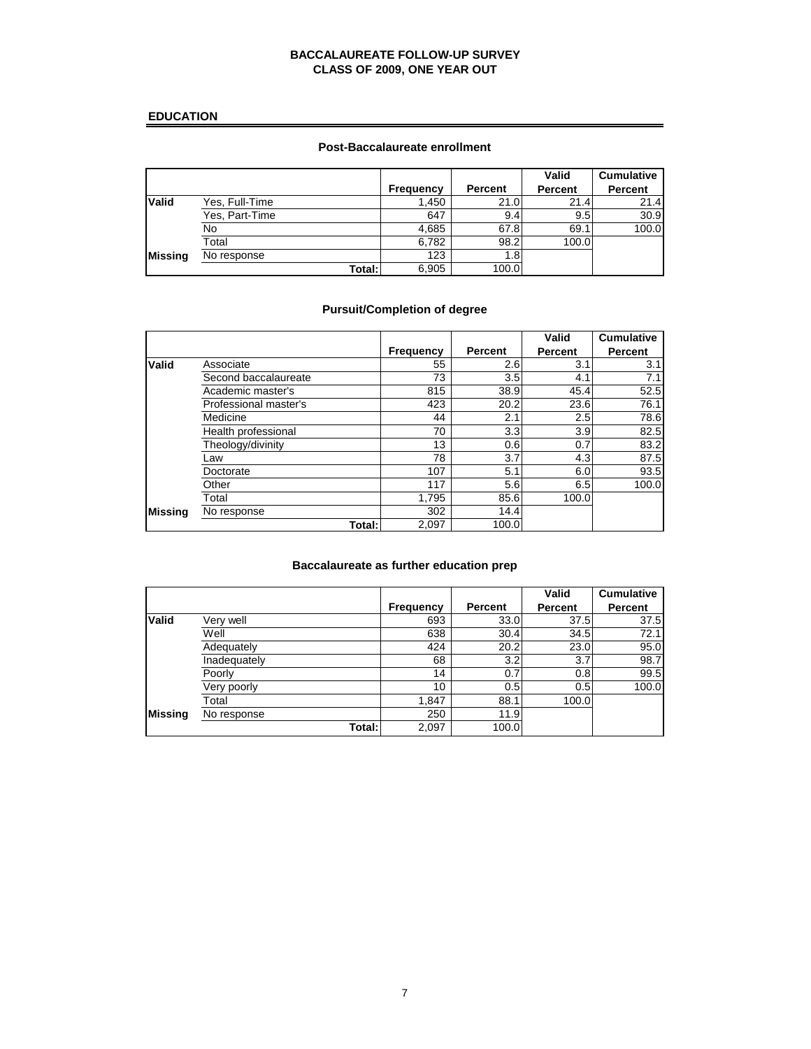# BACCALAUREATE FOLLOW-UP SURVEY
## CLASS OF 2009, ONE YEAR OUT

### EDUCATION

#### Post-Baccalaureate enrollment

| | | Frequency | Percent | Valid Percent | Cumulative Percent |
|---|---|---|---|---|---|
| **Valid** | Yes, Full-Time | 1,450 | 21.0 | 21.4 | 21.4 |
| | Yes, Part-Time | 647 | 9.4 | 9.5 | 30.9 |
| | No | 4,685 | 67.8 | 69.1 | 100.0 |
| | Total | 6,782 | 98.2 | 100.0 | |
| **Missing** | No response | 123 | 1.8 | | |
| | **Total:** | 6,905 | 100.0 | | |

#### Pursuit/Completion of degree

| | | Frequency | Percent | Valid Percent | Cumulative Percent |
|---|---|---|---|---|---|
| **Valid** | Associate | 55 | 2.6 | 3.1 | 3.1 |
| | Second baccalaureate | 73 | 3.5 | 4.1 | 7.1 |
| | Academic master's | 815 | 38.9 | 45.4 | 52.5 |
| | Professional master's | 423 | 20.2 | 23.6 | 76.1 |
| | Medicine | 44 | 2.1 | 2.5 | 78.6 |
| | Health professional | 70 | 3.3 | 3.9 | 82.5 |
| | Theology/divinity | 13 | 0.6 | 0.7 | 83.2 |
| | Law | 78 | 3.7 | 4.3 | 87.5 |
| | Doctorate | 107 | 5.1 | 6.0 | 93.5 |
| | Other | 117 | 5.6 | 6.5 | 100.0 |
| | Total | 1,795 | 85.6 | 100.0 | |
| **Missing** | No response | 302 | 14.4 | | |
| | **Total:** | 2,097 | 100.0 | | |

#### Baccalaureate as further education prep

| | | Frequency | Percent | Valid Percent | Cumulative Percent |
|---|---|---|---|---|---|
| **Valid** | Very well | 693 | 33.0 | 37.5 | 37.5 |
| | Well | 638 | 30.4 | 34.5 | 72.1 |
| | Adequately | 424 | 20.2 | 23.0 | 95.0 |
| | Inadequately | 68 | 3.2 | 3.7 | 98.7 |
| | Poorly | 14 | 0.7 | 0.8 | 99.5 |
| | Very poorly | 10 | 0.5 | 0.5 | 100.0 |
| | Total | 1,847 | 88.1 | 100.0 | |
| **Missing** | No response | 250 | 11.9 | | |
| | **Total:** | 2,097 | 100.0 | | |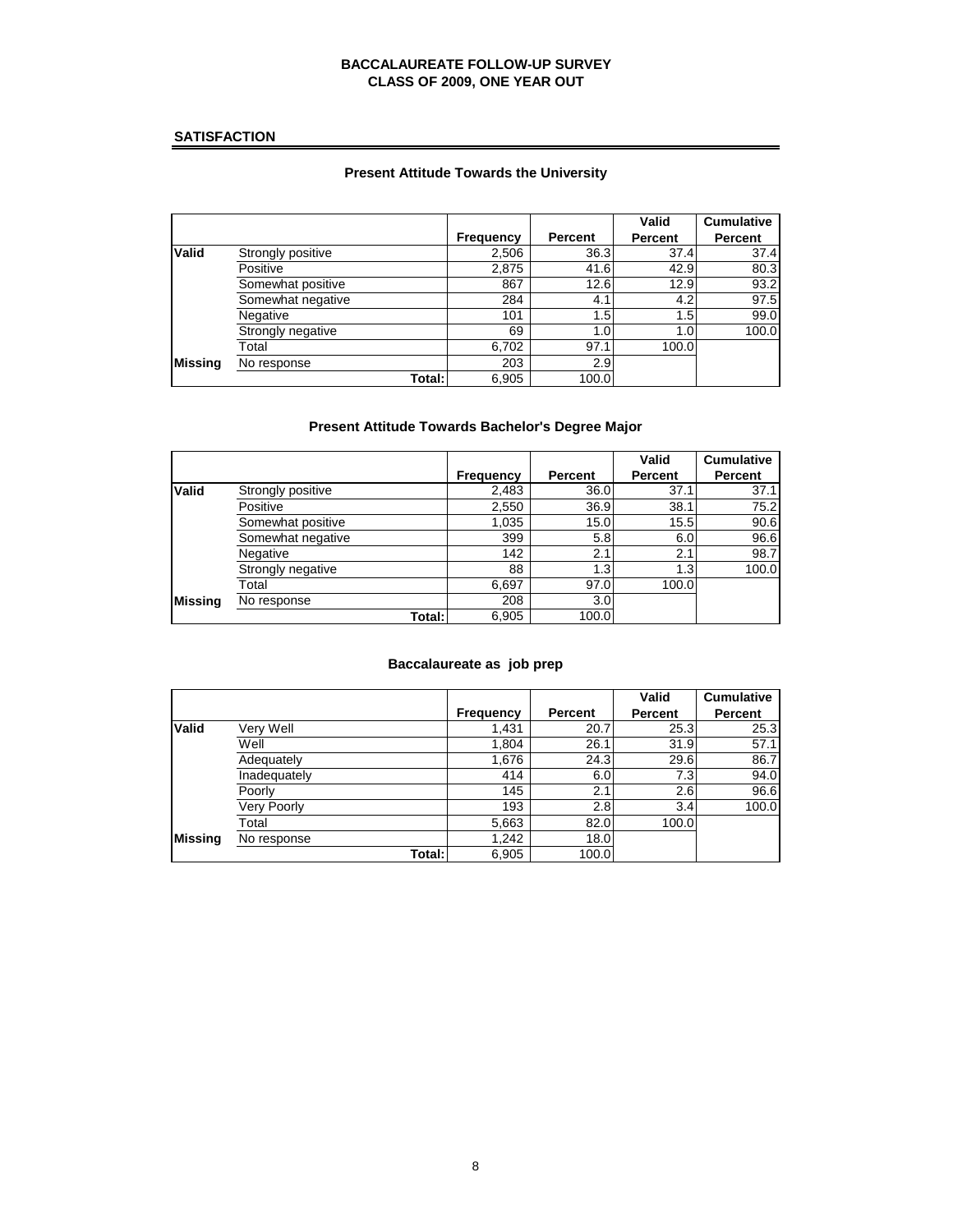# BACCALAUREATE FOLLOW-UP SURVEY
## CLASS OF 2009, ONE YEAR OUT

## SATISFACTION

### Present Attitude Towards the University

| | | Frequency | Percent | Valid Percent | Cumulative Percent |
|---|---|---|---|---|---|
| **Valid** | Strongly positive | 2,506 | 36.3 | 37.4 | 37.4 |
| | Positive | 2,875 | 41.6 | 42.9 | 80.3 |
| | Somewhat positive | 867 | 12.6 | 12.9 | 93.2 |
| | Somewhat negative | 284 | 4.1 | 4.2 | 97.5 |
| | Negative | 101 | 1.5 | 1.5 | 99.0 |
| | Strongly negative | 69 | 1.0 | 1.0 | 100.0 |
| | Total | 6,702 | 97.1 | 100.0 | |
| **Missing** | No response | 203 | 2.9 | | |
| | **Total:** | 6,905 | 100.0 | | |

### Present Attitude Towards Bachelor's Degree Major

| | | Frequency | Percent | Valid Percent | Cumulative Percent |
|---|---|---|---|---|---|
| **Valid** | Strongly positive | 2,483 | 36.0 | 37.1 | 37.1 |
| | Positive | 2,550 | 36.9 | 38.1 | 75.2 |
| | Somewhat positive | 1,035 | 15.0 | 15.5 | 90.6 |
| | Somewhat negative | 399 | 5.8 | 6.0 | 96.6 |
| | Negative | 142 | 2.1 | 2.1 | 98.7 |
| | Strongly negative | 88 | 1.3 | 1.3 | 100.0 |
| | Total | 6,697 | 97.0 | 100.0 | |
| **Missing** | No response | 208 | 3.0 | | |
| | **Total:** | 6,905 | 100.0 | | |

### Baccalaureate as job prep

| | | Frequency | Percent | Valid Percent | Cumulative Percent |
|---|---|---|---|---|---|
| **Valid** | Very Well | 1,431 | 20.7 | 25.3 | 25.3 |
| | Well | 1,804 | 26.1 | 31.9 | 57.1 |
| | Adequately | 1,676 | 24.3 | 29.6 | 86.7 |
| | Inadequately | 414 | 6.0 | 7.3 | 94.0 |
| | Poorly | 145 | 2.1 | 2.6 | 96.6 |
| | Very Poorly | 193 | 2.8 | 3.4 | 100.0 |
| | Total | 5,663 | 82.0 | 100.0 | |
| **Missing** | No response | 1,242 | 18.0 | | |
| | **Total:** | 6,905 | 100.0 | | |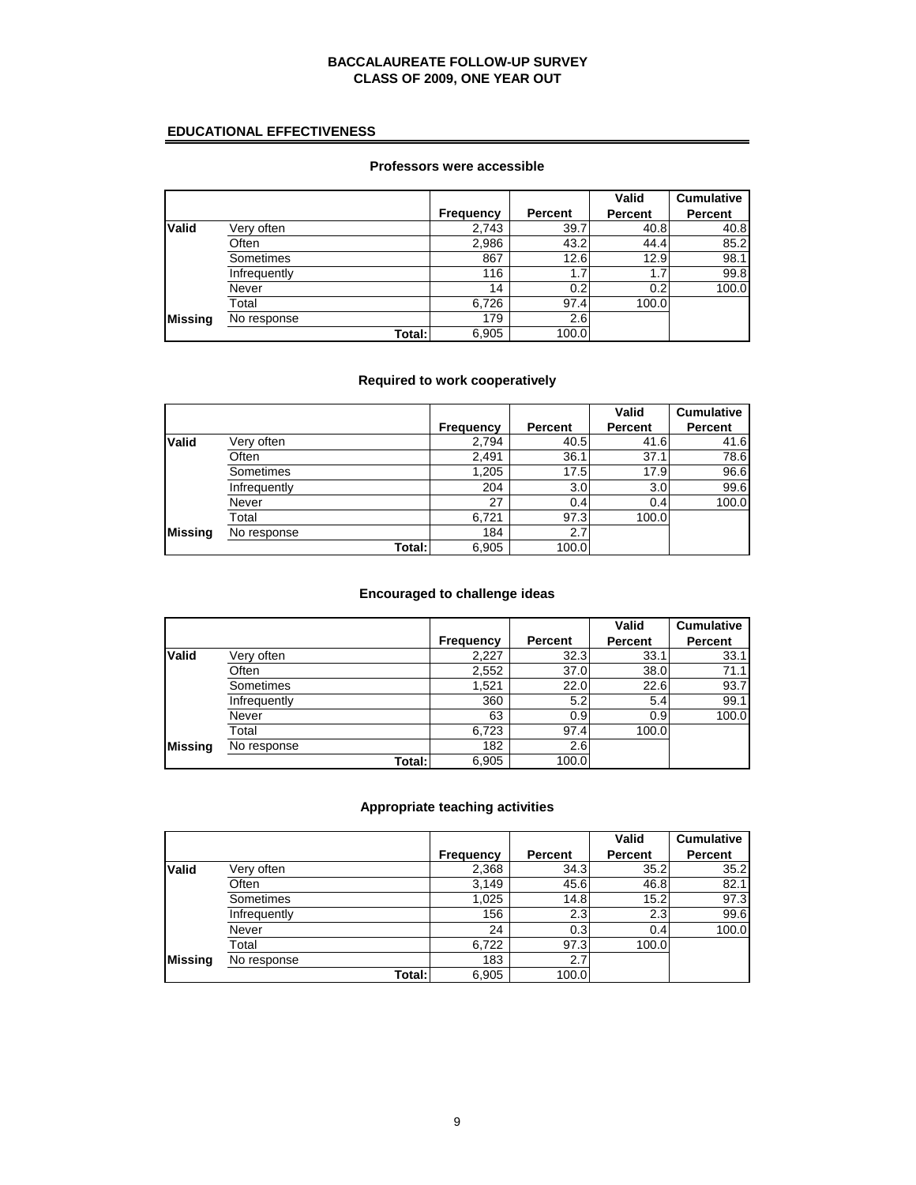# BACCALAUREATE FOLLOW-UP SURVEY
# CLASS OF 2009, ONE YEAR OUT

## EDUCATIONAL EFFECTIVENESS

### Professors were accessible

| | | Frequency | Percent | Valid Percent | Cumulative Percent |
|---|---|---|---|---|---|
| **Valid** | Very often | 2,743 | 39.7 | 40.8 | 40.8 |
| | Often | 2,986 | 43.2 | 44.4 | 85.2 |
| | Sometimes | 867 | 12.6 | 12.9 | 98.1 |
| | Infrequently | 116 | 1.7 | 1.7 | 99.8 |
| | Never | 14 | 0.2 | 0.2 | 100.0 |
| | Total | 6,726 | 97.4 | 100.0 | |
| **Missing** | No response | 179 | 2.6 | | |
| | Total: | 6,905 | 100.0 | | |

### Required to work cooperatively

| | | Frequency | Percent | Valid Percent | Cumulative Percent |
|---|---|---|---|---|---|
| **Valid** | Very often | 2,794 | 40.5 | 41.6 | 41.6 |
| | Often | 2,491 | 36.1 | 37.1 | 78.6 |
| | Sometimes | 1,205 | 17.5 | 17.9 | 96.6 |
| | Infrequently | 204 | 3.0 | 3.0 | 99.6 |
| | Never | 27 | 0.4 | 0.4 | 100.0 |
| | Total | 6,721 | 97.3 | 100.0 | |
| **Missing** | No response | 184 | 2.7 | | |
| | Total: | 6,905 | 100.0 | | |

### Encouraged to challenge ideas

| | | Frequency | Percent | Valid Percent | Cumulative Percent |
|---|---|---|---|---|---|
| **Valid** | Very often | 2,227 | 32.3 | 33.1 | 33.1 |
| | Often | 2,552 | 37.0 | 38.0 | 71.1 |
| | Sometimes | 1,521 | 22.0 | 22.6 | 93.7 |
| | Infrequently | 360 | 5.2 | 5.4 | 99.1 |
| | Never | 63 | 0.9 | 0.9 | 100.0 |
| | Total | 6,723 | 97.4 | 100.0 | |
| **Missing** | No response | 182 | 2.6 | | |
| | Total: | 6,905 | 100.0 | | |

### Appropriate teaching activities

| | | Frequency | Percent | Valid Percent | Cumulative Percent |
|---|---|---|---|---|---|
| **Valid** | Very often | 2,368 | 34.3 | 35.2 | 35.2 |
| | Often | 3,149 | 45.6 | 46.8 | 82.1 |
| | Sometimes | 1,025 | 14.8 | 15.2 | 97.3 |
| | Infrequently | 156 | 2.3 | 2.3 | 99.6 |
| | Never | 24 | 0.3 | 0.4 | 100.0 |
| | Total | 6,722 | 97.3 | 100.0 | |
| **Missing** | No response | 183 | 2.7 | | |
| | Total: | 6,905 | 100.0 | | |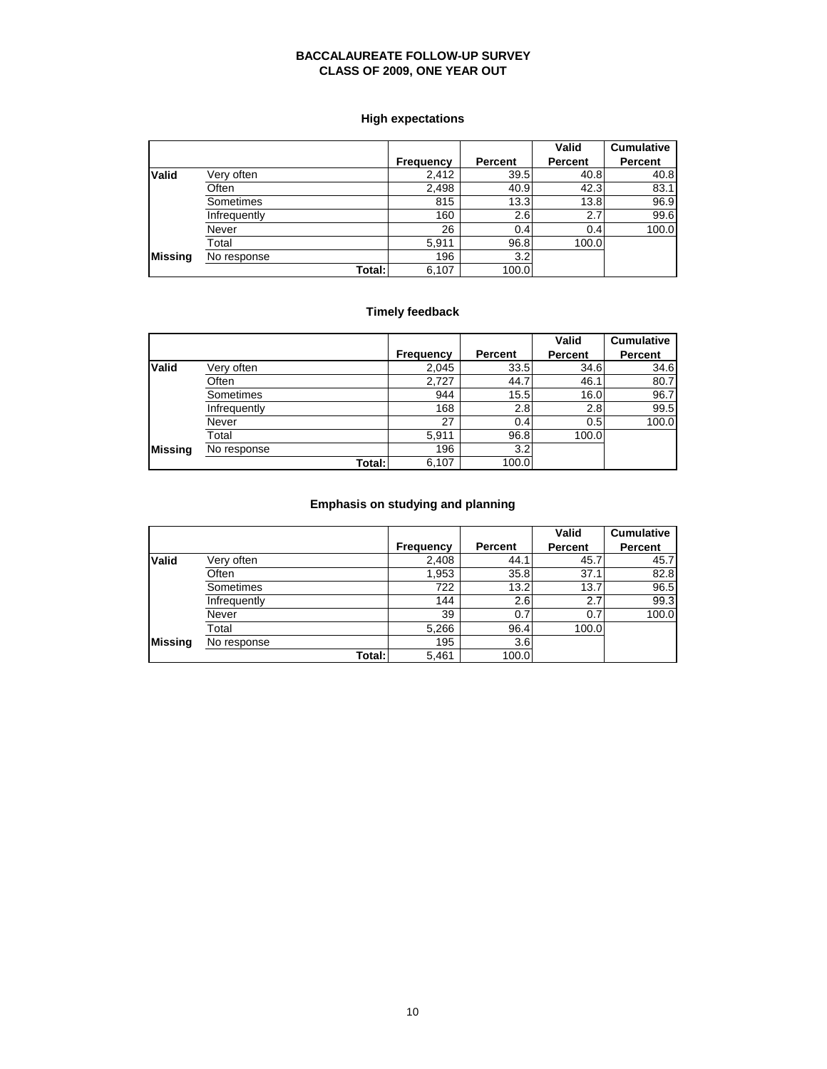**BACCALAUREATE FOLLOW-UP SURVEY**
**CLASS OF 2009, ONE YEAR OUT**

### High expectations

| | | Frequency | Percent | Valid Percent | Cumulative Percent |
|---|---|---|---|---|---|
| **Valid** | Very often | 2,412 | 39.5 | 40.8 | 40.8 |
| | Often | 2,498 | 40.9 | 42.3 | 83.1 |
| | Sometimes | 815 | 13.3 | 13.8 | 96.9 |
| | Infrequently | 160 | 2.6 | 2.7 | 99.6 |
| | Never | 26 | 0.4 | 0.4 | 100.0 |
| | Total | 5,911 | 96.8 | 100.0 | |
| **Missing** | No response | 196 | 3.2 | | |
| | **Total:** | 6,107 | 100.0 | | |

### Timely feedback

| | | Frequency | Percent | Valid Percent | Cumulative Percent |
|---|---|---|---|---|---|
| **Valid** | Very often | 2,045 | 33.5 | 34.6 | 34.6 |
| | Often | 2,727 | 44.7 | 46.1 | 80.7 |
| | Sometimes | 944 | 15.5 | 16.0 | 96.7 |
| | Infrequently | 168 | 2.8 | 2.8 | 99.5 |
| | Never | 27 | 0.4 | 0.5 | 100.0 |
| | Total | 5,911 | 96.8 | 100.0 | |
| **Missing** | No response | 196 | 3.2 | | |
| | **Total:** | 6,107 | 100.0 | | |

### Emphasis on studying and planning

| | | Frequency | Percent | Valid Percent | Cumulative Percent |
|---|---|---|---|---|---|
| **Valid** | Very often | 2,408 | 44.1 | 45.7 | 45.7 |
| | Often | 1,953 | 35.8 | 37.1 | 82.8 |
| | Sometimes | 722 | 13.2 | 13.7 | 96.5 |
| | Infrequently | 144 | 2.6 | 2.7 | 99.3 |
| | Never | 39 | 0.7 | 0.7 | 100.0 |
| | Total | 5,266 | 96.4 | 100.0 | |
| **Missing** | No response | 195 | 3.6 | | |
| | **Total:** | 5,461 | 100.0 | | |